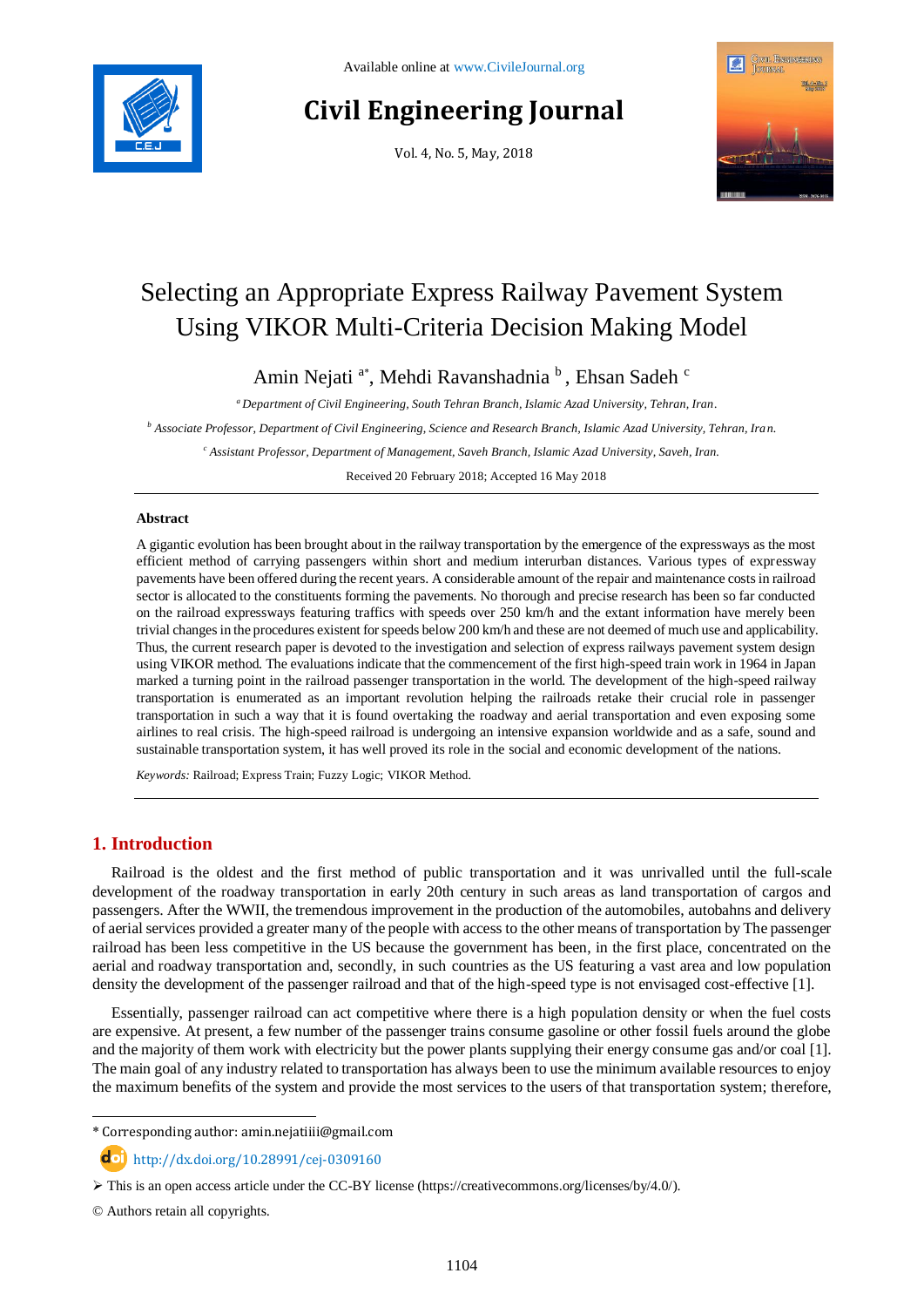Available online at www.CivileJournal.org

# Civil Engineering Journal

Vol. 4, No. 5, May, 2018

# Selecting an Appropriate Express Railway Pavement System Using VIKOR Multi-Criteria Decision Making Model

Amin Nejati [a*], Mehdi Ravanshadnia [b], Ehsan Sadeh [c]

[a] *Department of Civil Engineering, South Tehran Branch, Islamic Azad University, Tehran, Iran.*

[b] *Associate Professor, Department of Civil Engineering, Science and Research Branch, Islamic Azad University, Tehran, Iran.*

[c] *Assistant Professor, Department of Management, Saveh Branch, Islamic Azad University, Saveh, Iran.*

Received 20 February 2018; Accepted 16 May 2018

## Abstract

A gigantic evolution has been brought about in the railway transportation by the emergence of the expressways as the most efficient method of carrying passengers within short and medium interurban distances. Various types of expressway pavements have been offered during the recent years. A considerable amount of the repair and maintenance costs in railroad sector is allocated to the constituents forming the pavements. No thorough and precise research has been so far conducted on the railroad expressways featuring traffics with speeds over 250 km/h and the extant information have merely been trivial changes in the procedures existent for speeds below 200 km/h and these are not deemed of much use and applicability. Thus, the current research paper is devoted to the investigation and selection of express railways pavement system design using VIKOR method. The evaluations indicate that the commencement of the first high-speed train work in 1964 in Japan marked a turning point in the railroad passenger transportation in the world. The development of the high-speed railway transportation is enumerated as an important revolution helping the railroads retake their crucial role in passenger transportation in such a way that it is found overtaking the roadway and aerial transportation and even exposing some airlines to real crisis. The high-speed railroad is undergoing an intensive expansion worldwide and as a safe, sound and sustainable transportation system, it has well proved its role in the social and economic development of the nations.

*Keywords:* Railroad; Express Train; Fuzzy Logic; VIKOR Method.

## 1. Introduction

Railroad is the oldest and the first method of public transportation and it was unrivalled until the full-scale development of the roadway transportation in early 20th century in such areas as land transportation of cargos and passengers. After the WWII, the tremendous improvement in the production of the automobiles, autobahns and delivery of aerial services provided a greater many of the people with access to the other means of transportation by The passenger railroad has been less competitive in the US because the government has been, in the first place, concentrated on the aerial and roadway transportation and, secondly, in such countries as the US featuring a vast area and low population density the development of the passenger railroad and that of the high-speed type is not envisaged cost-effective [1].

Essentially, passenger railroad can act competitive where there is a high population density or when the fuel costs are expensive. At present, a few number of the passenger trains consume gasoline or other fossil fuels around the globe and the majority of them work with electricity but the power plants supplying their energy consume gas and/or coal [1]. The main goal of any industry related to transportation has always been to use the minimum available resources to enjoy the maximum benefits of the system and provide the most services to the users of that transportation system; therefore,

---

\* Corresponding author: amin.nejatiiii@gmail.com

http://dx.doi.org/10.28991/cej-0309160

➢ This is an open access article under the CC-BY license (https://creativecommons.org/licenses/by/4.0/).

© Authors retain all copyrights.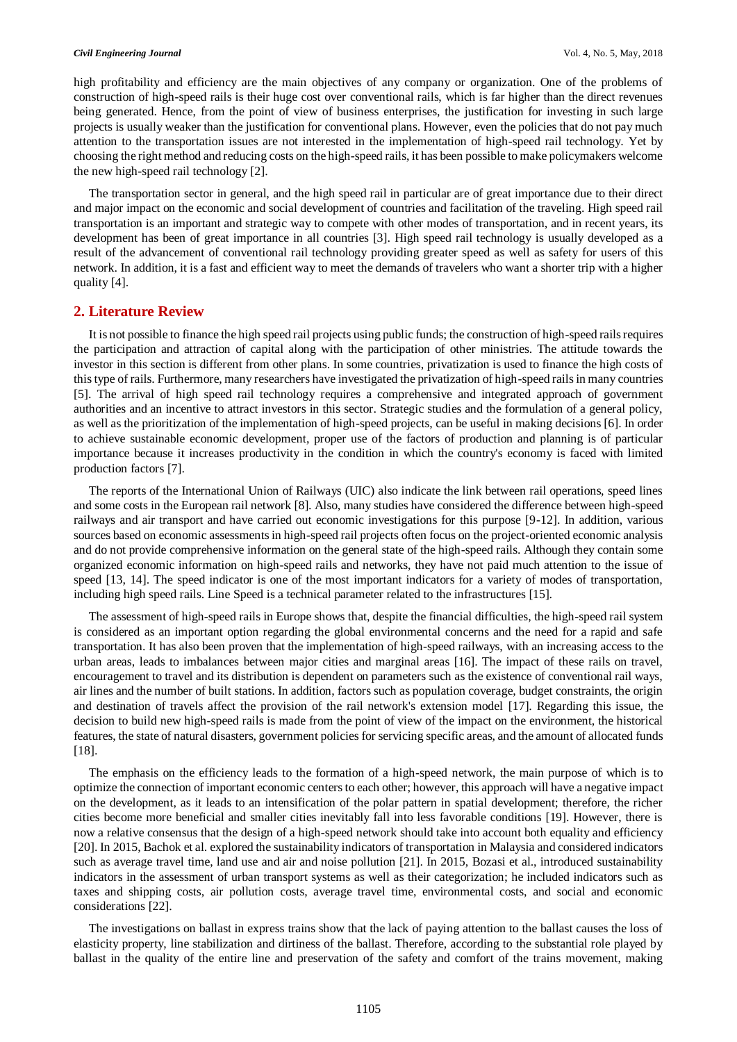high profitability and efficiency are the main objectives of any company or organization. One of the problems of construction of high-speed rails is their huge cost over conventional rails, which is far higher than the direct revenues being generated. Hence, from the point of view of business enterprises, the justification for investing in such large projects is usually weaker than the justification for conventional plans. However, even the policies that do not pay much attention to the transportation issues are not interested in the implementation of high-speed rail technology. Yet by choosing the right method and reducing costs on the high-speed rails, it has been possible to make policymakers welcome the new high-speed rail technology [2].

The transportation sector in general, and the high speed rail in particular are of great importance due to their direct and major impact on the economic and social development of countries and facilitation of the traveling. High speed rail transportation is an important and strategic way to compete with other modes of transportation, and in recent years, its development has been of great importance in all countries [3]. High speed rail technology is usually developed as a result of the advancement of conventional rail technology providing greater speed as well as safety for users of this network. In addition, it is a fast and efficient way to meet the demands of travelers who want a shorter trip with a higher quality [4].

## 2. Literature Review

It is not possible to finance the high speed rail projects using public funds; the construction of high-speed rails requires the participation and attraction of capital along with the participation of other ministries. The attitude towards the investor in this section is different from other plans. In some countries, privatization is used to finance the high costs of this type of rails. Furthermore, many researchers have investigated the privatization of high-speed rails in many countries [5]. The arrival of high speed rail technology requires a comprehensive and integrated approach of government authorities and an incentive to attract investors in this sector. Strategic studies and the formulation of a general policy, as well as the prioritization of the implementation of high-speed projects, can be useful in making decisions [6]. In order to achieve sustainable economic development, proper use of the factors of production and planning is of particular importance because it increases productivity in the condition in which the country's economy is faced with limited production factors [7].

The reports of the International Union of Railways (UIC) also indicate the link between rail operations, speed lines and some costs in the European rail network [8]. Also, many studies have considered the difference between high-speed railways and air transport and have carried out economic investigations for this purpose [9-12]. In addition, various sources based on economic assessments in high-speed rail projects often focus on the project-oriented economic analysis and do not provide comprehensive information on the general state of the high-speed rails. Although they contain some organized economic information on high-speed rails and networks, they have not paid much attention to the issue of speed [13, 14]. The speed indicator is one of the most important indicators for a variety of modes of transportation, including high speed rails. Line Speed is a technical parameter related to the infrastructures [15].

The assessment of high-speed rails in Europe shows that, despite the financial difficulties, the high-speed rail system is considered as an important option regarding the global environmental concerns and the need for a rapid and safe transportation. It has also been proven that the implementation of high-speed railways, with an increasing access to the urban areas, leads to imbalances between major cities and marginal areas [16]. The impact of these rails on travel, encouragement to travel and its distribution is dependent on parameters such as the existence of conventional rail ways, air lines and the number of built stations. In addition, factors such as population coverage, budget constraints, the origin and destination of travels affect the provision of the rail network's extension model [17]. Regarding this issue, the decision to build new high-speed rails is made from the point of view of the impact on the environment, the historical features, the state of natural disasters, government policies for servicing specific areas, and the amount of allocated funds [18].

The emphasis on the efficiency leads to the formation of a high-speed network, the main purpose of which is to optimize the connection of important economic centers to each other; however, this approach will have a negative impact on the development, as it leads to an intensification of the polar pattern in spatial development; therefore, the richer cities become more beneficial and smaller cities inevitably fall into less favorable conditions [19]. However, there is now a relative consensus that the design of a high-speed network should take into account both equality and efficiency [20]. In 2015, Bachok et al. explored the sustainability indicators of transportation in Malaysia and considered indicators such as average travel time, land use and air and noise pollution [21]. In 2015, Bozasi et al., introduced sustainability indicators in the assessment of urban transport systems as well as their categorization; he included indicators such as taxes and shipping costs, air pollution costs, average travel time, environmental costs, and social and economic considerations [22].

The investigations on ballast in express trains show that the lack of paying attention to the ballast causes the loss of elasticity property, line stabilization and dirtiness of the ballast. Therefore, according to the substantial role played by ballast in the quality of the entire line and preservation of the safety and comfort of the trains movement, making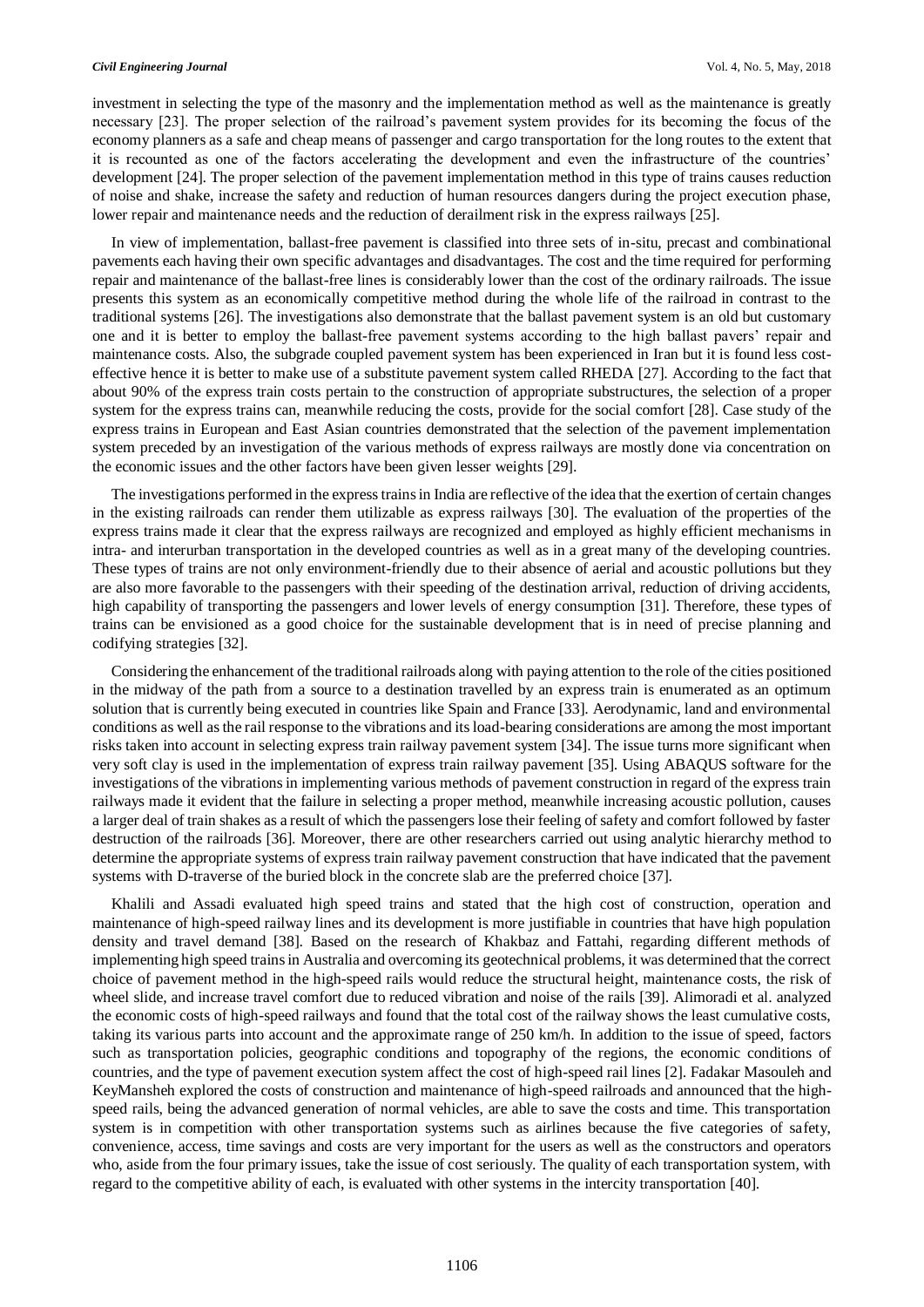investment in selecting the type of the masonry and the implementation method as well as the maintenance is greatly necessary [23]. The proper selection of the railroad's pavement system provides for its becoming the focus of the economy planners as a safe and cheap means of passenger and cargo transportation for the long routes to the extent that it is recounted as one of the factors accelerating the development and even the infrastructure of the countries' development [24]. The proper selection of the pavement implementation method in this type of trains causes reduction of noise and shake, increase the safety and reduction of human resources dangers during the project execution phase, lower repair and maintenance needs and the reduction of derailment risk in the express railways [25].

In view of implementation, ballast-free pavement is classified into three sets of in-situ, precast and combinational pavements each having their own specific advantages and disadvantages. The cost and the time required for performing repair and maintenance of the ballast-free lines is considerably lower than the cost of the ordinary railroads. The issue presents this system as an economically competitive method during the whole life of the railroad in contrast to the traditional systems [26]. The investigations also demonstrate that the ballast pavement system is an old but customary one and it is better to employ the ballast-free pavement systems according to the high ballast pavers' repair and maintenance costs. Also, the subgrade coupled pavement system has been experienced in Iran but it is found less cost-effective hence it is better to make use of a substitute pavement system called RHEDA [27]. According to the fact that about 90% of the express train costs pertain to the construction of appropriate substructures, the selection of a proper system for the express trains can, meanwhile reducing the costs, provide for the social comfort [28]. Case study of the express trains in European and East Asian countries demonstrated that the selection of the pavement implementation system preceded by an investigation of the various methods of express railways are mostly done via concentration on the economic issues and the other factors have been given lesser weights [29].

The investigations performed in the express trains in India are reflective of the idea that the exertion of certain changes in the existing railroads can render them utilizable as express railways [30]. The evaluation of the properties of the express trains made it clear that the express railways are recognized and employed as highly efficient mechanisms in intra- and interurban transportation in the developed countries as well as in a great many of the developing countries. These types of trains are not only environment-friendly due to their absence of aerial and acoustic pollutions but they are also more favorable to the passengers with their speeding of the destination arrival, reduction of driving accidents, high capability of transporting the passengers and lower levels of energy consumption [31]. Therefore, these types of trains can be envisioned as a good choice for the sustainable development that is in need of precise planning and codifying strategies [32].

Considering the enhancement of the traditional railroads along with paying attention to the role of the cities positioned in the midway of the path from a source to a destination travelled by an express train is enumerated as an optimum solution that is currently being executed in countries like Spain and France [33]. Aerodynamic, land and environmental conditions as well as the rail response to the vibrations and its load-bearing considerations are among the most important risks taken into account in selecting express train railway pavement system [34]. The issue turns more significant when very soft clay is used in the implementation of express train railway pavement [35]. Using ABAQUS software for the investigations of the vibrations in implementing various methods of pavement construction in regard of the express train railways made it evident that the failure in selecting a proper method, meanwhile increasing acoustic pollution, causes a larger deal of train shakes as a result of which the passengers lose their feeling of safety and comfort followed by faster destruction of the railroads [36]. Moreover, there are other researchers carried out using analytic hierarchy method to determine the appropriate systems of express train railway pavement construction that have indicated that the pavement systems with D-traverse of the buried block in the concrete slab are the preferred choice [37].

Khalili and Assadi evaluated high speed trains and stated that the high cost of construction, operation and maintenance of high-speed railway lines and its development is more justifiable in countries that have high population density and travel demand [38]. Based on the research of Khakbaz and Fattahi, regarding different methods of implementing high speed trains in Australia and overcoming its geotechnical problems, it was determined that the correct choice of pavement method in the high-speed rails would reduce the structural height, maintenance costs, the risk of wheel slide, and increase travel comfort due to reduced vibration and noise of the rails [39]. Alimoradi et al. analyzed the economic costs of high-speed railways and found that the total cost of the railway shows the least cumulative costs, taking its various parts into account and the approximate range of 250 km/h. In addition to the issue of speed, factors such as transportation policies, geographic conditions and topography of the regions, the economic conditions of countries, and the type of pavement execution system affect the cost of high-speed rail lines [2]. Fadakar Masouleh and KeyMansheh explored the costs of construction and maintenance of high-speed railroads and announced that the high-speed rails, being the advanced generation of normal vehicles, are able to save the costs and time. This transportation system is in competition with other transportation systems such as airlines because the five categories of safety, convenience, access, time savings and costs are very important for the users as well as the constructors and operators who, aside from the four primary issues, take the issue of cost seriously. The quality of each transportation system, with regard to the competitive ability of each, is evaluated with other systems in the intercity transportation [40].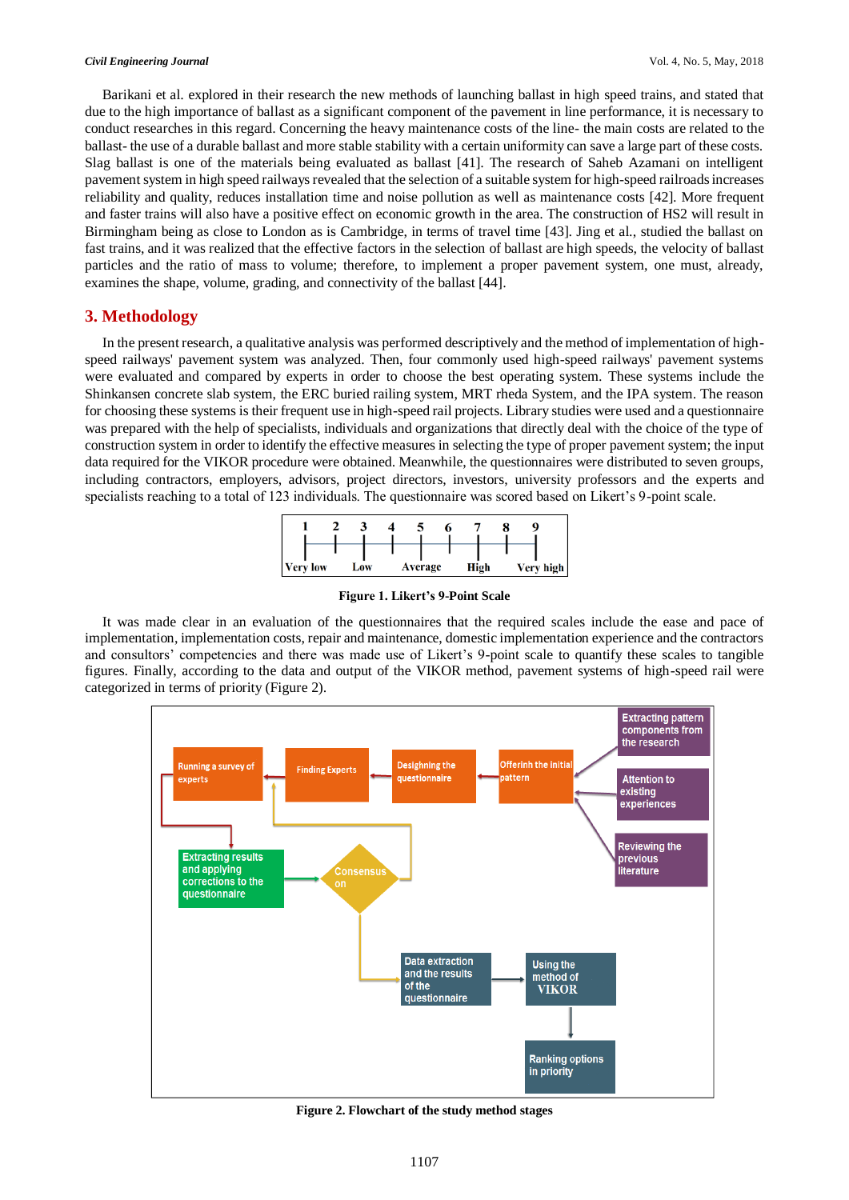Barikani et al. explored in their research the new methods of launching ballast in high speed trains, and stated that due to the high importance of ballast as a significant component of the pavement in line performance, it is necessary to conduct researches in this regard. Concerning the heavy maintenance costs of the line- the main costs are related to the ballast- the use of a durable ballast and more stable stability with a certain uniformity can save a large part of these costs. Slag ballast is one of the materials being evaluated as ballast [41]. The research of Saheb Azamani on intelligent pavement system in high speed railways revealed that the selection of a suitable system for high-speed railroads increases reliability and quality, reduces installation time and noise pollution as well as maintenance costs [42]. More frequent and faster trains will also have a positive effect on economic growth in the area. The construction of HS2 will result in Birmingham being as close to London as is Cambridge, in terms of travel time [43]. Jing et al., studied the ballast on fast trains, and it was realized that the effective factors in the selection of ballast are high speeds, the velocity of ballast particles and the ratio of mass to volume; therefore, to implement a proper pavement system, one must, already, examines the shape, volume, grading, and connectivity of the ballast [44].

## 3. Methodology

In the present research, a qualitative analysis was performed descriptively and the method of implementation of high-speed railways' pavement system was analyzed. Then, four commonly used high-speed railways' pavement systems were evaluated and compared by experts in order to choose the best operating system. These systems include the Shinkansen concrete slab system, the ERC buried railing system, MRT rheda System, and the IPA system. The reason for choosing these systems is their frequent use in high-speed rail projects. Library studies were used and a questionnaire was prepared with the help of specialists, individuals and organizations that directly deal with the choice of the type of construction system in order to identify the effective measures in selecting the type of proper pavement system; the input data required for the VIKOR procedure were obtained. Meanwhile, the questionnaires were distributed to seven groups, including contractors, employers, advisors, project directors, investors, university professors and the experts and specialists reaching to a total of 123 individuals. The questionnaire was scored based on Likert's 9-point scale.

| 1 | 2 | 3 | 4 | 5 | 6 | 7 | 8 | 9 |
|---|---|---|---|---|---|---|---|---|
| Very low | | Low | | Average | | High | | Very high |

**Figure 1. Likert's 9-Point Scale**

It was made clear in an evaluation of the questionnaires that the required scales include the ease and pace of implementation, implementation costs, repair and maintenance, domestic implementation experience and the contractors and consultors' competencies and there was made use of Likert's 9-point scale to quantify these scales to tangible figures. Finally, according to the data and output of the VIKOR method, pavement systems of high-speed rail were categorized in terms of priority (Figure 2).

**Figure 2. Flowchart of the study method stages**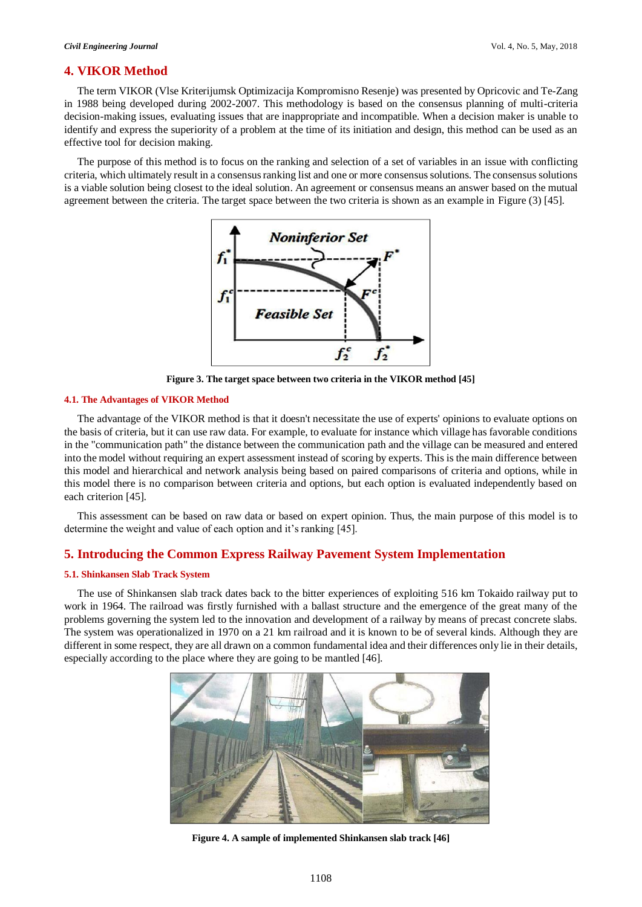## 4. VIKOR Method

The term VIKOR (Vlse Kriterijumsk Optimizacija Kompromisno Resenje) was presented by Opricovic and Te-Zang in 1988 being developed during 2002-2007. This methodology is based on the consensus planning of multi-criteria decision-making issues, evaluating issues that are inappropriate and incompatible. When a decision maker is unable to identify and express the superiority of a problem at the time of its initiation and design, this method can be used as an effective tool for decision making.

The purpose of this method is to focus on the ranking and selection of a set of variables in an issue with conflicting criteria, which ultimately result in a consensus ranking list and one or more consensus solutions. The consensus solutions is a viable solution being closest to the ideal solution. An agreement or consensus means an answer based on the mutual agreement between the criteria. The target space between the two criteria is shown as an example in Figure (3) [45].

**Figure 3. The target space between two criteria in the VIKOR method [45]**

### 4.1. The Advantages of VIKOR Method

The advantage of the VIKOR method is that it doesn't necessitate the use of experts' opinions to evaluate options on the basis of criteria, but it can use raw data. For example, to evaluate for instance which village has favorable conditions in the "communication path" the distance between the communication path and the village can be measured and entered into the model without requiring an expert assessment instead of scoring by experts. This is the main difference between this model and hierarchical and network analysis being based on paired comparisons of criteria and options, while in this model there is no comparison between criteria and options, but each option is evaluated independently based on each criterion [45].

This assessment can be based on raw data or based on expert opinion. Thus, the main purpose of this model is to determine the weight and value of each option and it's ranking [45].

## 5. Introducing the Common Express Railway Pavement System Implementation

### 5.1. Shinkansen Slab Track System

The use of Shinkansen slab track dates back to the bitter experiences of exploiting 516 km Tokaido railway put to work in 1964. The railroad was firstly furnished with a ballast structure and the emergence of the great many of the problems governing the system led to the innovation and development of a railway by means of precast concrete slabs. The system was operationalized in 1970 on a 21 km railroad and it is known to be of several kinds. Although they are different in some respect, they are all drawn on a common fundamental idea and their differences only lie in their details, especially according to the place where they are going to be mantled [46].

**Figure 4. A sample of implemented Shinkansen slab track [46]**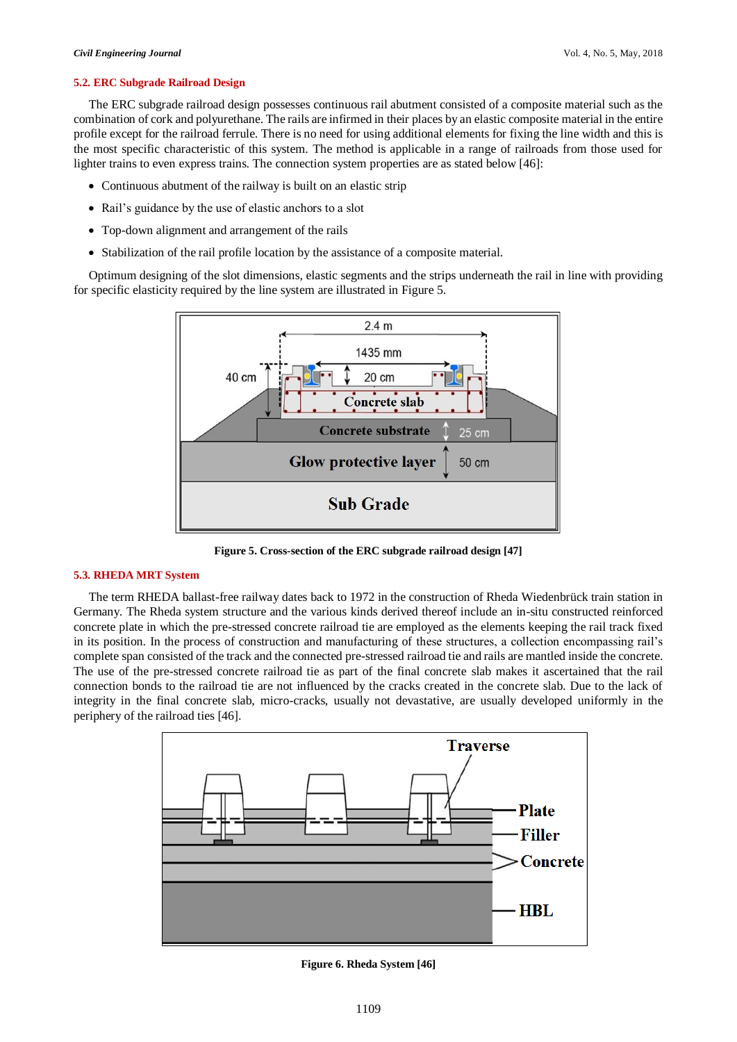### 5.2. ERC Subgrade Railroad Design

The ERC subgrade railroad design possesses continuous rail abutment consisted of a composite material such as the combination of cork and polyurethane. The rails are infirmed in their places by an elastic composite material in the entire profile except for the railroad ferrule. There is no need for using additional elements for fixing the line width and this is the most specific characteristic of this system. The method is applicable in a range of railroads from those used for lighter trains to even express trains. The connection system properties are as stated below [46]:

- Continuous abutment of the railway is built on an elastic strip
- Rail's guidance by the use of elastic anchors to a slot
- Top-down alignment and arrangement of the rails
- Stabilization of the rail profile location by the assistance of a composite material.

Optimum designing of the slot dimensions, elastic segments and the strips underneath the rail in line with providing for specific elasticity required by the line system are illustrated in Figure 5.

**Figure 5. Cross-section of the ERC subgrade railroad design [47]**

### 5.3. RHEDA MRT System

The term RHEDA ballast-free railway dates back to 1972 in the construction of Rheda Wiedenbrück train station in Germany. The Rheda system structure and the various kinds derived thereof include an in-situ constructed reinforced concrete plate in which the pre-stressed concrete railroad tie are employed as the elements keeping the rail track fixed in its position. In the process of construction and manufacturing of these structures, a collection encompassing rail's complete span consisted of the track and the connected pre-stressed railroad tie and rails are mantled inside the concrete. The use of the pre-stressed concrete railroad tie as part of the final concrete slab makes it ascertained that the rail connection bonds to the railroad tie are not influenced by the cracks created in the concrete slab. Due to the lack of integrity in the final concrete slab, micro-cracks, usually not devastative, are usually developed uniformly in the periphery of the railroad ties [46].

**Figure 6. Rheda System [46]**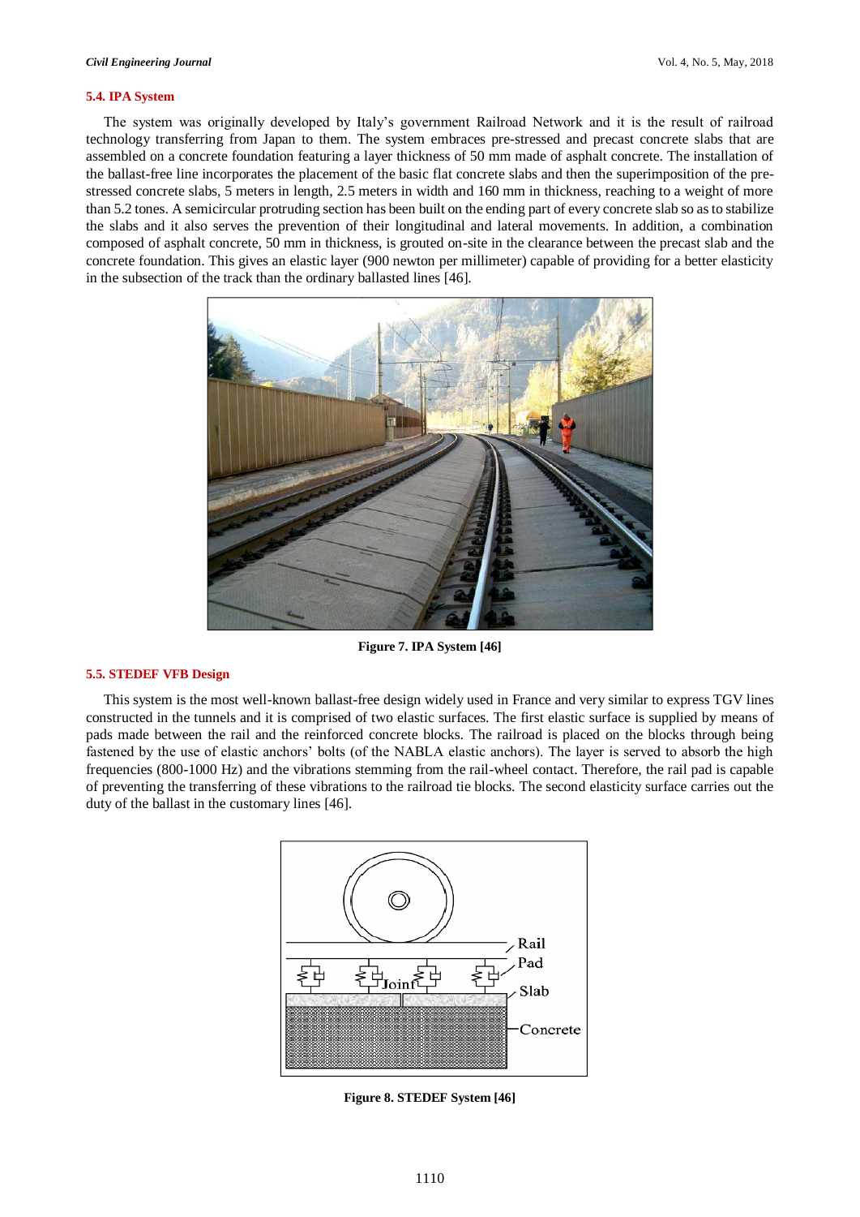### 5.4. IPA System

The system was originally developed by Italy's government Railroad Network and it is the result of railroad technology transferring from Japan to them. The system embraces pre-stressed and precast concrete slabs that are assembled on a concrete foundation featuring a layer thickness of 50 mm made of asphalt concrete. The installation of the ballast-free line incorporates the placement of the basic flat concrete slabs and then the superimposition of the pre-stressed concrete slabs, 5 meters in length, 2.5 meters in width and 160 mm in thickness, reaching to a weight of more than 5.2 tones. A semicircular protruding section has been built on the ending part of every concrete slab so as to stabilize the slabs and it also serves the prevention of their longitudinal and lateral movements. In addition, a combination composed of asphalt concrete, 50 mm in thickness, is grouted on-site in the clearance between the precast slab and the concrete foundation. This gives an elastic layer (900 newton per millimeter) capable of providing for a better elasticity in the subsection of the track than the ordinary ballasted lines [46].

**Figure 7. IPA System [46]**

### 5.5. STEDEF VFB Design

This system is the most well-known ballast-free design widely used in France and very similar to express TGV lines constructed in the tunnels and it is comprised of two elastic surfaces. The first elastic surface is supplied by means of pads made between the rail and the reinforced concrete blocks. The railroad is placed on the blocks through being fastened by the use of elastic anchors' bolts (of the NABLA elastic anchors). The layer is served to absorb the high frequencies (800-1000 Hz) and the vibrations stemming from the rail-wheel contact. Therefore, the rail pad is capable of preventing the transferring of these vibrations to the railroad tie blocks. The second elasticity surface carries out the duty of the ballast in the customary lines [46].

**Figure 8. STEDEF System [46]**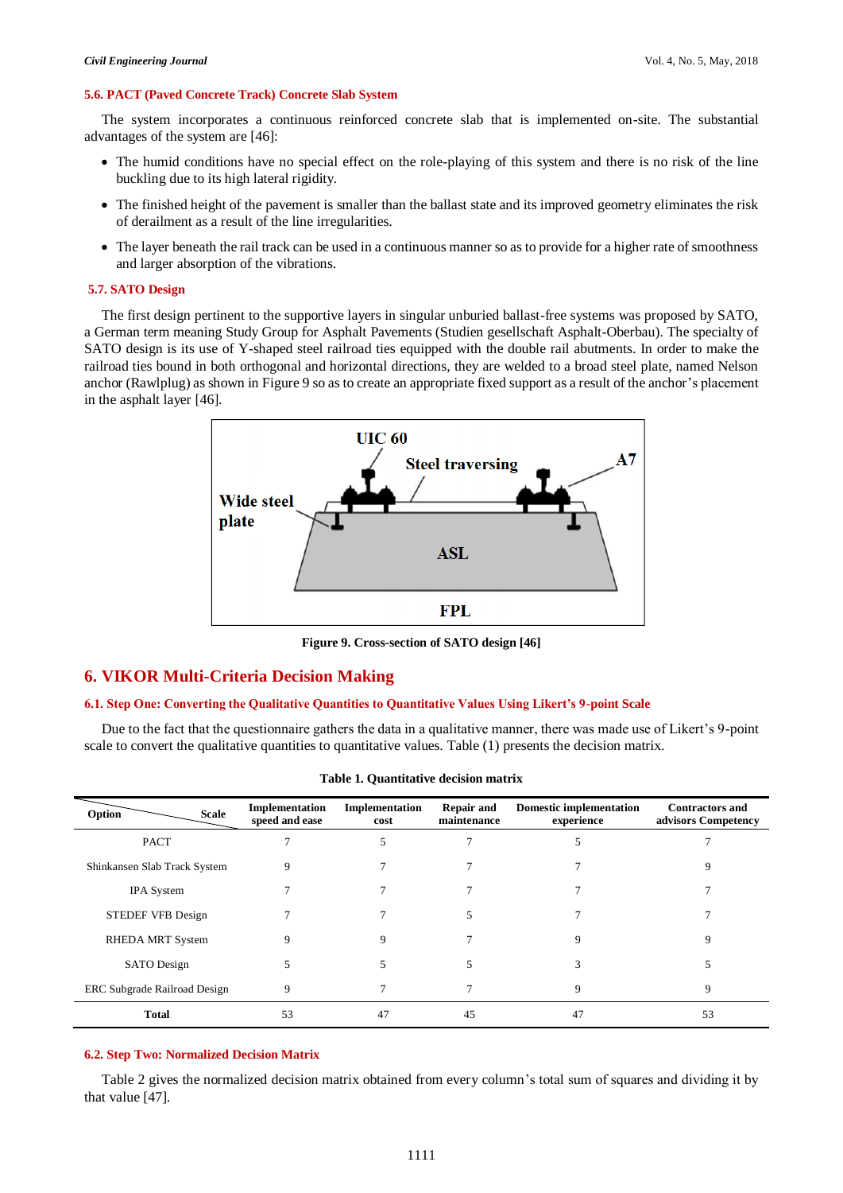### 5.6. PACT (Paved Concrete Track) Concrete Slab System

The system incorporates a continuous reinforced concrete slab that is implemented on-site. The substantial advantages of the system are [46]:

- The humid conditions have no special effect on the role-playing of this system and there is no risk of the line buckling due to its high lateral rigidity.
- The finished height of the pavement is smaller than the ballast state and its improved geometry eliminates the risk of derailment as a result of the line irregularities.
- The layer beneath the rail track can be used in a continuous manner so as to provide for a higher rate of smoothness and larger absorption of the vibrations.

### 5.7. SATO Design

The first design pertinent to the supportive layers in singular unburied ballast-free systems was proposed by SATO, a German term meaning Study Group for Asphalt Pavements (Studien gesellschaft Asphalt-Oberbau). The specialty of SATO design is its use of Y-shaped steel railroad ties equipped with the double rail abutments. In order to make the railroad ties bound in both orthogonal and horizontal directions, they are welded to a broad steel plate, named Nelson anchor (Rawlplug) as shown in Figure 9 so as to create an appropriate fixed support as a result of the anchor's placement in the asphalt layer [46].

**Figure 9. Cross-section of SATO design [46]**

## 6. VIKOR Multi-Criteria Decision Making

### 6.1. Step One: Converting the Qualitative Quantities to Quantitative Values Using Likert's 9-point Scale

Due to the fact that the questionnaire gathers the data in a qualitative manner, there was made use of Likert's 9-point scale to convert the qualitative quantities to quantitative values. Table (1) presents the decision matrix.

**Table 1. Quantitative decision matrix**

| Option \ Scale | Implementation speed and ease | Implementation cost | Repair and maintenance | Domestic implementation experience | Contractors and advisors Competency |
|---|---|---|---|---|---|
| PACT | 7 | 5 | 7 | 5 | 7 |
| Shinkansen Slab Track System | 9 | 7 | 7 | 7 | 9 |
| IPA System | 7 | 7 | 7 | 7 | 7 |
| STEDEF VFB Design | 7 | 7 | 5 | 7 | 7 |
| RHEDA MRT System | 9 | 9 | 7 | 9 | 9 |
| SATO Design | 5 | 5 | 5 | 3 | 5 |
| ERC Subgrade Railroad Design | 9 | 7 | 7 | 9 | 9 |
| **Total** | 53 | 47 | 45 | 47 | 53 |

### 6.2. Step Two: Normalized Decision Matrix

Table 2 gives the normalized decision matrix obtained from every column's total sum of squares and dividing it by that value [47].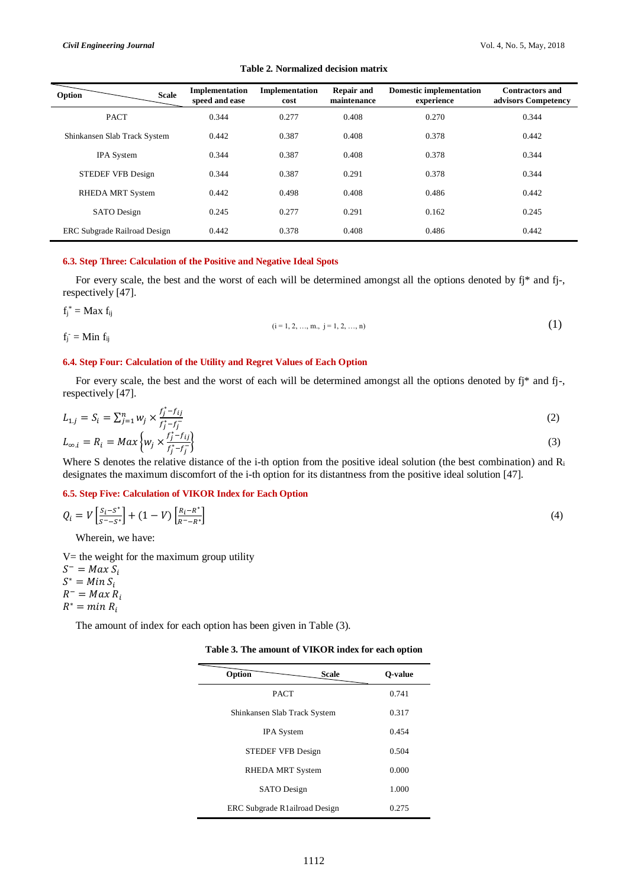**Table 2. Normalized decision matrix**

| Option \ Scale | Implementation speed and ease | Implementation cost | Repair and maintenance | Domestic implementation experience | Contractors and advisors Competency |
|---|---|---|---|---|---|
| PACT | 0.344 | 0.277 | 0.408 | 0.270 | 0.344 |
| Shinkansen Slab Track System | 0.442 | 0.387 | 0.408 | 0.378 | 0.442 |
| IPA System | 0.344 | 0.387 | 0.408 | 0.378 | 0.344 |
| STEDEF VFB Design | 0.344 | 0.387 | 0.291 | 0.378 | 0.344 |
| RHEDA MRT System | 0.442 | 0.498 | 0.408 | 0.486 | 0.442 |
| SATO Design | 0.245 | 0.277 | 0.291 | 0.162 | 0.245 |
| ERC Subgrade Railroad Design | 0.442 | 0.378 | 0.408 | 0.486 | 0.442 |

### 6.3. Step Three: Calculation of the Positive and Negative Ideal Spots

For every scale, the best and the worst of each will be determined amongst all the options denoted by fj* and fj-, respectively [47].

$$f_j^* = \text{Max } f_{ij} \qquad f_j^- = \text{Min } f_{ij} \qquad (i = 1, 2, \dots, m., \ j = 1, 2, \dots, n) \tag{1}$$

### 6.4. Step Four: Calculation of the Utility and Regret Values of Each Option

For every scale, the best and the worst of each will be determined amongst all the options denoted by fj* and fj-, respectively [47].

$$L_{1.j} = S_i = \sum_{j=1}^{n} w_j \times \frac{f_j^* - f_{ij}}{f_j^* - f_j^-} \tag{2}$$

$$L_{\infty.i} = R_i = Max\left\{w_j \times \frac{f_j^* - f_{ij}}{f_j^* - f_j^-}\right\} \tag{3}$$

Where S denotes the relative distance of the i-th option from the positive ideal solution (the best combination) and $R_i$ designates the maximum discomfort of the i-th option for its distantness from the positive ideal solution [47].

### 6.5. Step Five: Calculation of VIKOR Index for Each Option

$$Q_i = V\left[\frac{S_i - S^*}{S^- - S^*}\right] + (1 - V)\left[\frac{R_i - R^*}{R^- - R^*}\right] \tag{4}$$

Wherein, we have:

V= the weight for the maximum group utility
$S^- = Max\ S_i$
$S^* = Min\ S_i$
$R^- = Max\ R_i$
$R^* = min\ R_i$

The amount of index for each option has been given in Table (3).

**Table 3. The amount of VIKOR index for each option**

| Option \ Scale | Q-value |
|---|---|
| PACT | 0.741 |
| Shinkansen Slab Track System | 0.317 |
| IPA System | 0.454 |
| STEDEF VFB Design | 0.504 |
| RHEDA MRT System | 0.000 |
| SATO Design | 1.000 |
| ERC Subgrade R1ailroad Design | 0.275 |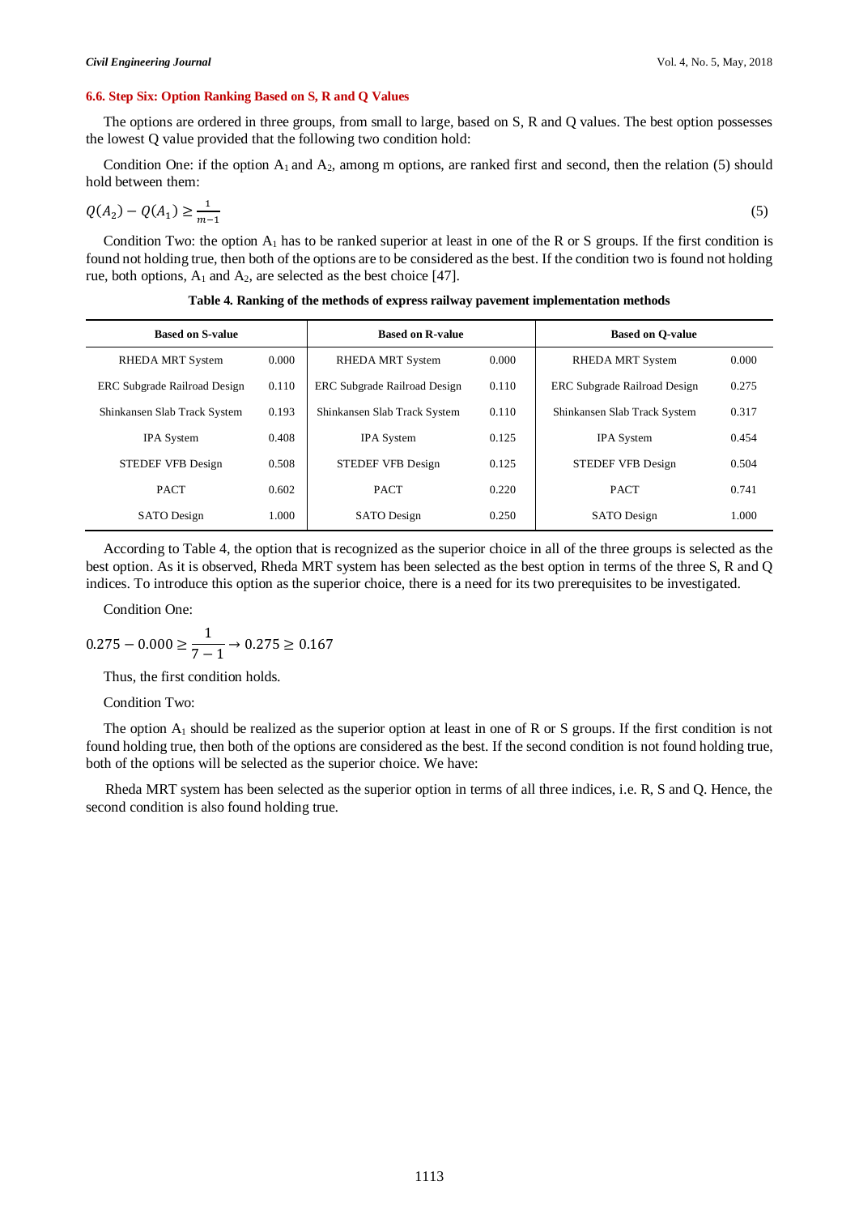### 6.6. Step Six: Option Ranking Based on S, R and Q Values

The options are ordered in three groups, from small to large, based on S, R and Q values. The best option possesses the lowest Q value provided that the following two condition hold:

Condition One: if the option $A_1$ and $A_2$, among m options, are ranked first and second, then the relation (5) should hold between them:

$$Q(A_2) - Q(A_1) \geq \frac{1}{m-1} \tag{5}$$

Condition Two: the option $A_1$ has to be ranked superior at least in one of the R or S groups. If the first condition is found not holding true, then both of the options are to be considered as the best. If the condition two is found not holding rue, both options, $A_1$ and $A_2$, are selected as the best choice [47].

**Table 4. Ranking of the methods of express railway pavement implementation methods**

| Based on S-value | | Based on R-value | | Based on Q-value | |
|---|---|---|---|---|---|
| RHEDA MRT System | 0.000 | RHEDA MRT System | 0.000 | RHEDA MRT System | 0.000 |
| ERC Subgrade Railroad Design | 0.110 | ERC Subgrade Railroad Design | 0.110 | ERC Subgrade Railroad Design | 0.275 |
| Shinkansen Slab Track System | 0.193 | Shinkansen Slab Track System | 0.110 | Shinkansen Slab Track System | 0.317 |
| IPA System | 0.408 | IPA System | 0.125 | IPA System | 0.454 |
| STEDEF VFB Design | 0.508 | STEDEF VFB Design | 0.125 | STEDEF VFB Design | 0.504 |
| PACT | 0.602 | PACT | 0.220 | PACT | 0.741 |
| SATO Design | 1.000 | SATO Design | 0.250 | SATO Design | 1.000 |

According to Table 4, the option that is recognized as the superior choice in all of the three groups is selected as the best option. As it is observed, Rheda MRT system has been selected as the best option in terms of the three S, R and Q indices. To introduce this option as the superior choice, there is a need for its two prerequisites to be investigated.

Condition One:

$$0.275 - 0.000 \geq \frac{1}{7-1} \rightarrow 0.275 \geq 0.167$$

Thus, the first condition holds.

Condition Two:

The option $A_1$ should be realized as the superior option at least in one of R or S groups. If the first condition is not found holding true, then both of the options are considered as the best. If the second condition is not found holding true, both of the options will be selected as the superior choice. We have:

Rheda MRT system has been selected as the superior option in terms of all three indices, i.e. R, S and Q. Hence, the second condition is also found holding true.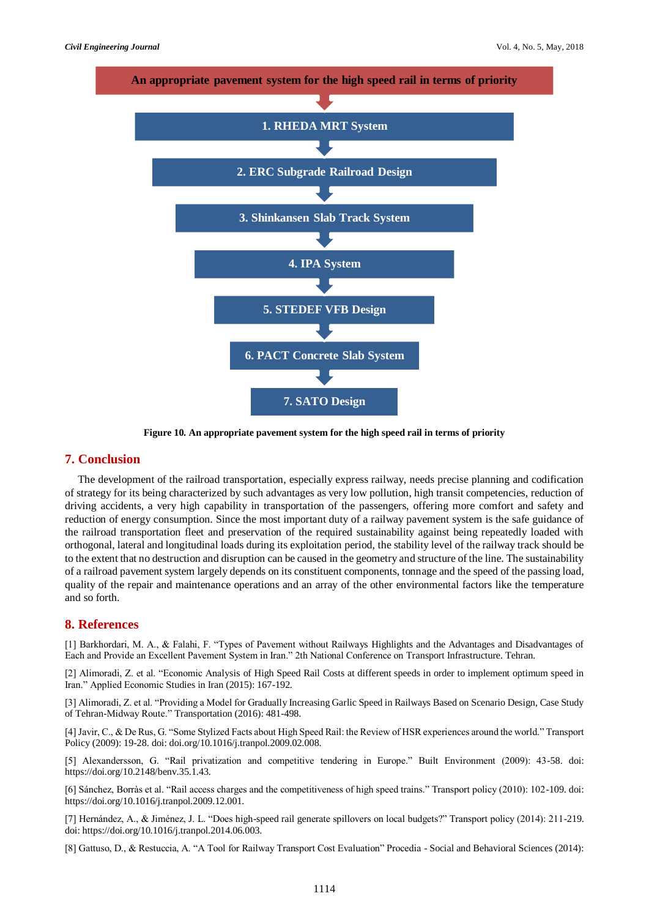An appropriate pavement system for the high speed rail in terms of priority

1. RHEDA MRT System
2. ERC Subgrade Railroad Design
3. Shinkansen Slab Track System
4. IPA System
5. STEDEF VFB Design
6. PACT Concrete Slab System
7. SATO Design

**Figure 10. An appropriate pavement system for the high speed rail in terms of priority**

## 7. Conclusion

The development of the railroad transportation, especially express railway, needs precise planning and codification of strategy for its being characterized by such advantages as very low pollution, high transit competencies, reduction of driving accidents, a very high capability in transportation of the passengers, offering more comfort and safety and reduction of energy consumption. Since the most important duty of a railway pavement system is the safe guidance of the railroad transportation fleet and preservation of the required sustainability against being repeatedly loaded with orthogonal, lateral and longitudinal loads during its exploitation period, the stability level of the railway track should be to the extent that no destruction and disruption can be caused in the geometry and structure of the line. The sustainability of a railroad pavement system largely depends on its constituent components, tonnage and the speed of the passing load, quality of the repair and maintenance operations and an array of the other environmental factors like the temperature and so forth.

## 8. References

[1] Barkhordari, M. A., & Falahi, F. "Types of Pavement without Railways Highlights and the Advantages and Disadvantages of Each and Provide an Excellent Pavement System in Iran." 2th National Conference on Transport Infrastructure. Tehran.

[2] Alimoradi, Z. et al. "Economic Analysis of High Speed Rail Costs at different speeds in order to implement optimum speed in Iran." Applied Economic Studies in Iran (2015): 167-192.

[3] Alimoradi, Z. et al. "Providing a Model for Gradually Increasing Garlic Speed in Railways Based on Scenario Design, Case Study of Tehran-Midway Route." Transportation (2016): 481-498.

[4] Javir, C., & De Rus, G. "Some Stylized Facts about High Speed Rail: the Review of HSR experiences around the world." Transport Policy (2009): 19-28. doi: doi.org/10.1016/j.tranpol.2009.02.008.

[5] Alexandersson, G. "Rail privatization and competitive tendering in Europe." Built Environment (2009): 43-58. doi: https://doi.org/10.2148/benv.35.1.43.

[6] Sánchez, Borràs et al. "Rail access charges and the competitiveness of high speed trains." Transport policy (2010): 102-109. doi: https://doi.org/10.1016/j.tranpol.2009.12.001.

[7] Hernández, A., & Jiménez, J. L. "Does high-speed rail generate spillovers on local budgets?" Transport policy (2014): 211-219. doi: https://doi.org/10.1016/j.tranpol.2014.06.003.

[8] Gattuso, D., & Restuccia, A. "A Tool for Railway Transport Cost Evaluation" Procedia - Social and Behavioral Sciences (2014):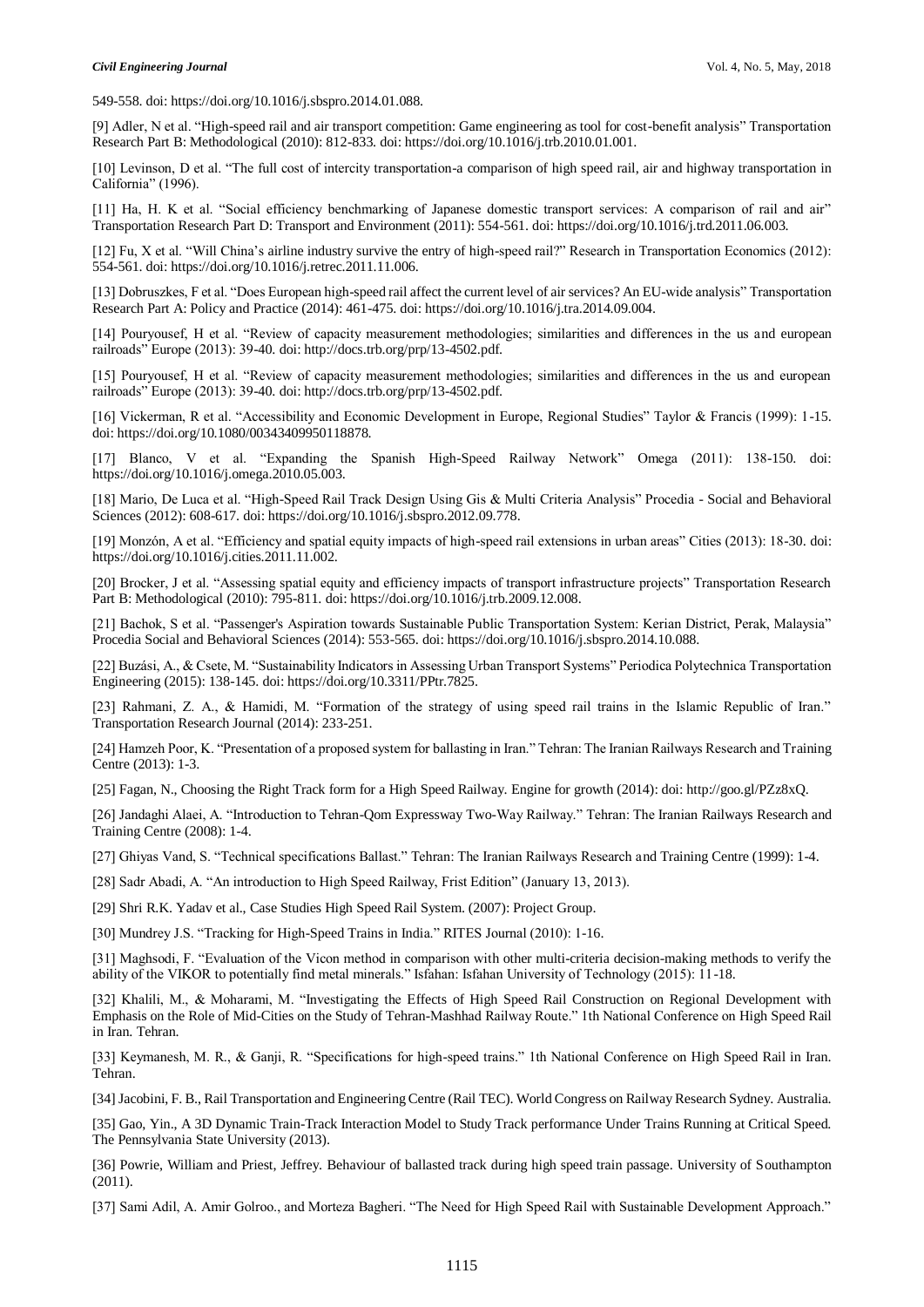549-558. doi: https://doi.org/10.1016/j.sbspro.2014.01.088.

[9] Adler, N et al. "High-speed rail and air transport competition: Game engineering as tool for cost-benefit analysis" Transportation Research Part B: Methodological (2010): 812-833. doi: https://doi.org/10.1016/j.trb.2010.01.001.

[10] Levinson, D et al. "The full cost of intercity transportation-a comparison of high speed rail, air and highway transportation in California" (1996).

[11] Ha, H. K et al. "Social efficiency benchmarking of Japanese domestic transport services: A comparison of rail and air" Transportation Research Part D: Transport and Environment (2011): 554-561. doi: https://doi.org/10.1016/j.trd.2011.06.003.

[12] Fu, X et al. "Will China's airline industry survive the entry of high-speed rail?" Research in Transportation Economics (2012): 554-561. doi: https://doi.org/10.1016/j.retrec.2011.11.006.

[13] Dobruszkes, F et al. "Does European high-speed rail affect the current level of air services? An EU-wide analysis" Transportation Research Part A: Policy and Practice (2014): 461-475. doi: https://doi.org/10.1016/j.tra.2014.09.004.

[14] Pouryousef, H et al. "Review of capacity measurement methodologies; similarities and differences in the us and european railroads" Europe (2013): 39-40. doi: http://docs.trb.org/prp/13-4502.pdf.

[15] Pouryousef, H et al. "Review of capacity measurement methodologies; similarities and differences in the us and european railroads" Europe (2013): 39-40. doi: http://docs.trb.org/prp/13-4502.pdf.

[16] Vickerman, R et al. "Accessibility and Economic Development in Europe, Regional Studies" Taylor & Francis (1999): 1-15. doi: https://doi.org/10.1080/00343409950118878.

[17] Blanco, V et al. "Expanding the Spanish High-Speed Railway Network" Omega (2011): 138-150. doi: https://doi.org/10.1016/j.omega.2010.05.003.

[18] Mario, De Luca et al. "High-Speed Rail Track Design Using Gis & Multi Criteria Analysis" Procedia - Social and Behavioral Sciences (2012): 608-617. doi: https://doi.org/10.1016/j.sbspro.2012.09.778.

[19] Monzón, A et al. "Efficiency and spatial equity impacts of high-speed rail extensions in urban areas" Cities (2013): 18-30. doi: https://doi.org/10.1016/j.cities.2011.11.002.

[20] Brocker, J et al. "Assessing spatial equity and efficiency impacts of transport infrastructure projects" Transportation Research Part B: Methodological (2010): 795-811. doi: https://doi.org/10.1016/j.trb.2009.12.008.

[21] Bachok, S et al. "Passenger's Aspiration towards Sustainable Public Transportation System: Kerian District, Perak, Malaysia" Procedia Social and Behavioral Sciences (2014): 553-565. doi: https://doi.org/10.1016/j.sbspro.2014.10.088.

[22] Buzási, A., & Csete, M. "Sustainability Indicators in Assessing Urban Transport Systems" Periodica Polytechnica Transportation Engineering (2015): 138-145. doi: https://doi.org/10.3311/PPtr.7825.

[23] Rahmani, Z. A., & Hamidi, M. "Formation of the strategy of using speed rail trains in the Islamic Republic of Iran." Transportation Research Journal (2014): 233-251.

[24] Hamzeh Poor, K. "Presentation of a proposed system for ballasting in Iran." Tehran: The Iranian Railways Research and Training Centre (2013): 1-3.

[25] Fagan, N., Choosing the Right Track form for a High Speed Railway. Engine for growth (2014): doi: http://goo.gl/PZz8xQ.

[26] Jandaghi Alaei, A. "Introduction to Tehran-Qom Expressway Two-Way Railway." Tehran: The Iranian Railways Research and Training Centre (2008): 1-4.

[27] Ghiyas Vand, S. "Technical specifications Ballast." Tehran: The Iranian Railways Research and Training Centre (1999): 1-4.

[28] Sadr Abadi, A. "An introduction to High Speed Railway, Frist Edition" (January 13, 2013).

[29] Shri R.K. Yadav et al., Case Studies High Speed Rail System. (2007): Project Group.

[30] Mundrey J.S. "Tracking for High-Speed Trains in India." RITES Journal (2010): 1-16.

[31] Maghsodi, F. "Evaluation of the Vicon method in comparison with other multi-criteria decision-making methods to verify the ability of the VIKOR to potentially find metal minerals." Isfahan: Isfahan University of Technology (2015): 11-18.

[32] Khalili, M., & Moharami, M. "Investigating the Effects of High Speed Rail Construction on Regional Development with Emphasis on the Role of Mid-Cities on the Study of Tehran-Mashhad Railway Route." 1th National Conference on High Speed Rail in Iran. Tehran.

[33] Keymanesh, M. R., & Ganji, R. "Specifications for high-speed trains." 1th National Conference on High Speed Rail in Iran. Tehran.

[34] Jacobini, F. B., Rail Transportation and Engineering Centre (Rail TEC). World Congress on Railway Research Sydney. Australia.

[35] Gao, Yin., A 3D Dynamic Train-Track Interaction Model to Study Track performance Under Trains Running at Critical Speed. The Pennsylvania State University (2013).

[36] Powrie, William and Priest, Jeffrey. Behaviour of ballasted track during high speed train passage. University of Southampton (2011).

[37] Sami Adil, A. Amir Golroo., and Morteza Bagheri. "The Need for High Speed Rail with Sustainable Development Approach."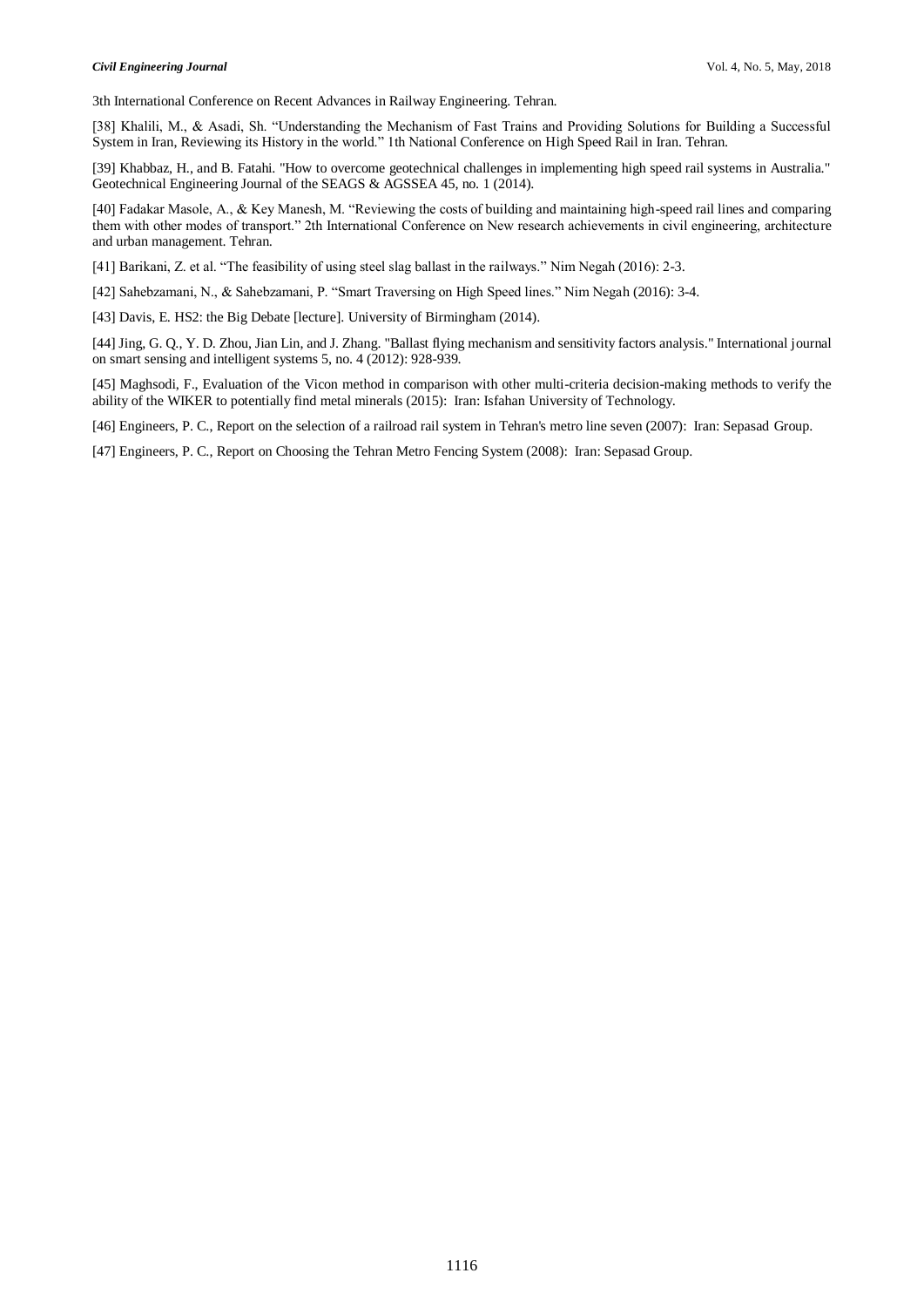3th International Conference on Recent Advances in Railway Engineering. Tehran.

[38] Khalili, M., & Asadi, Sh. "Understanding the Mechanism of Fast Trains and Providing Solutions for Building a Successful System in Iran, Reviewing its History in the world." 1th National Conference on High Speed Rail in Iran. Tehran.

[39] Khabbaz, H., and B. Fatahi. "How to overcome geotechnical challenges in implementing high speed rail systems in Australia." Geotechnical Engineering Journal of the SEAGS & AGSSEA 45, no. 1 (2014).

[40] Fadakar Masole, A., & Key Manesh, M. "Reviewing the costs of building and maintaining high-speed rail lines and comparing them with other modes of transport." 2th International Conference on New research achievements in civil engineering, architecture and urban management. Tehran.

[41] Barikani, Z. et al. "The feasibility of using steel slag ballast in the railways." Nim Negah (2016): 2-3.

[42] Sahebzamani, N., & Sahebzamani, P. "Smart Traversing on High Speed lines." Nim Negah (2016): 3-4.

[43] Davis, E. HS2: the Big Debate [lecture]. University of Birmingham (2014).

[44] Jing, G. Q., Y. D. Zhou, Jian Lin, and J. Zhang. "Ballast flying mechanism and sensitivity factors analysis." International journal on smart sensing and intelligent systems 5, no. 4 (2012): 928-939.

[45] Maghsodi, F., Evaluation of the Vicon method in comparison with other multi-criteria decision-making methods to verify the ability of the WIKER to potentially find metal minerals (2015): Iran: Isfahan University of Technology.

[46] Engineers, P. C., Report on the selection of a railroad rail system in Tehran's metro line seven (2007): Iran: Sepasad Group.

[47] Engineers, P. C., Report on Choosing the Tehran Metro Fencing System (2008): Iran: Sepasad Group.